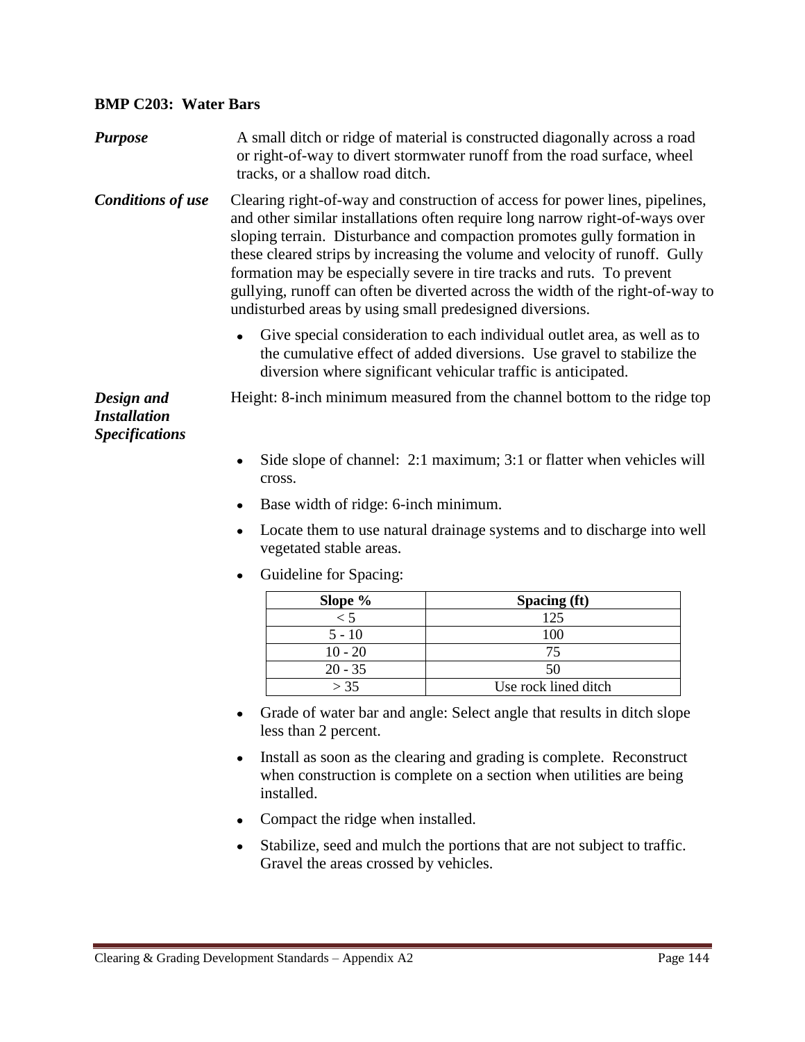## BMP C203: Water Bars

***Purpose***

A small ditch or ridge of material is constructed diagonally across a road or right-of-way to divert stormwater runoff from the road surface, wheel tracks, or a shallow road ditch.

***Conditions of use***

Clearing right-of-way and construction of access for power lines, pipelines, and other similar installations often require long narrow right-of-ways over sloping terrain. Disturbance and compaction promotes gully formation in these cleared strips by increasing the volume and velocity of runoff. Gully formation may be especially severe in tire tracks and ruts. To prevent gullying, runoff can often be diverted across the width of the right-of-way to undisturbed areas by using small predesigned diversions.

- Give special consideration to each individual outlet area, as well as to the cumulative effect of added diversions. Use gravel to stabilize the diversion where significant vehicular traffic is anticipated.

***Design and Installation Specifications***

Height: 8-inch minimum measured from the channel bottom to the ridge top

- Side slope of channel: 2:1 maximum; 3:1 or flatter when vehicles will cross.
- Base width of ridge: 6-inch minimum.
- Locate them to use natural drainage systems and to discharge into well vegetated stable areas.
- Guideline for Spacing:

| Slope % | Spacing (ft) |
|---|---|
| < 5 | 125 |
| 5 - 10 | 100 |
| 10 - 20 | 75 |
| 20 - 35 | 50 |
| > 35 | Use rock lined ditch |

- Grade of water bar and angle: Select angle that results in ditch slope less than 2 percent.
- Install as soon as the clearing and grading is complete. Reconstruct when construction is complete on a section when utilities are being installed.
- Compact the ridge when installed.
- Stabilize, seed and mulch the portions that are not subject to traffic. Gravel the areas crossed by vehicles.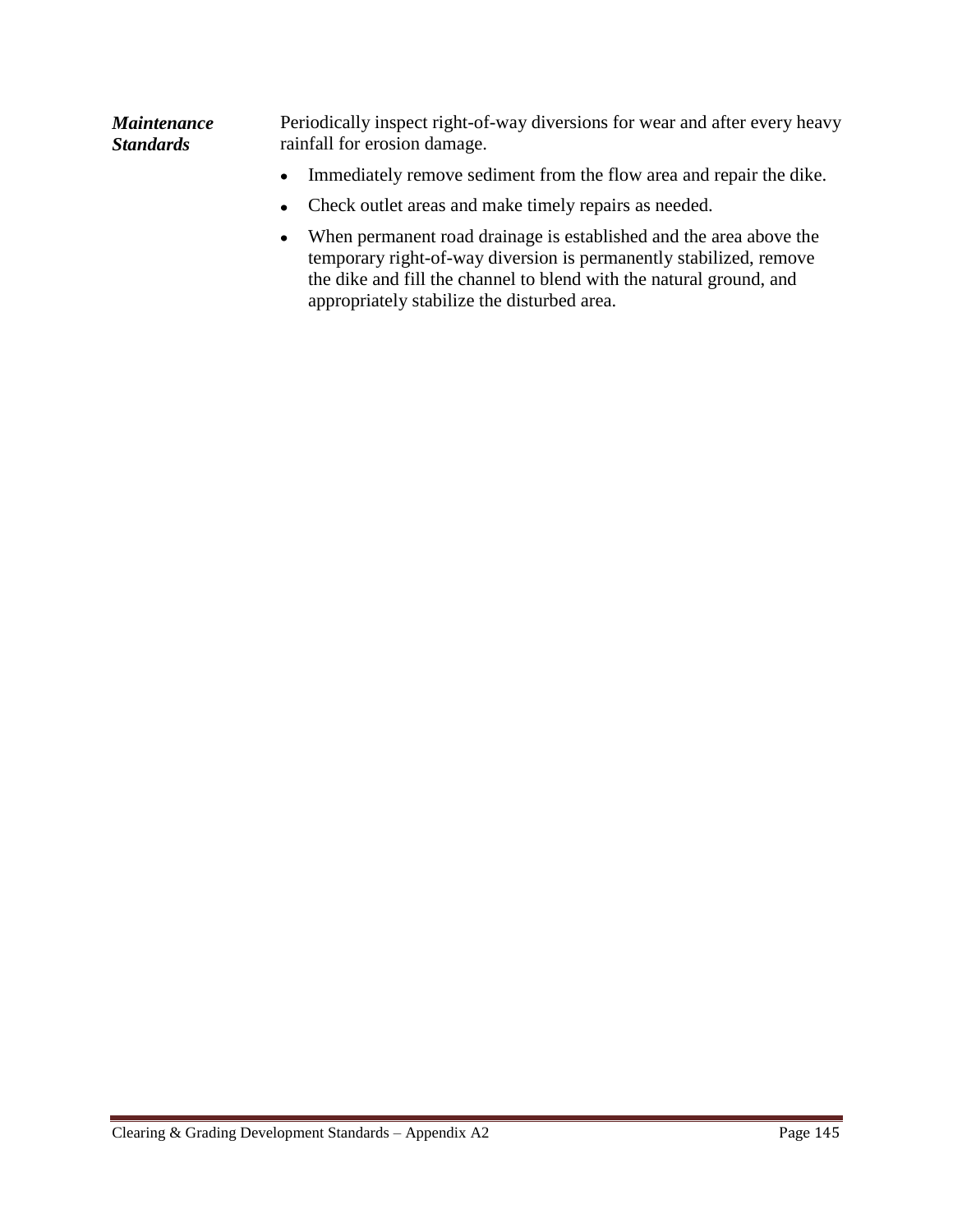***Maintenance Standards***

Periodically inspect right-of-way diversions for wear and after every heavy rainfall for erosion damage.

- Immediately remove sediment from the flow area and repair the dike.
- Check outlet areas and make timely repairs as needed.
- When permanent road drainage is established and the area above the temporary right-of-way diversion is permanently stabilized, remove the dike and fill the channel to blend with the natural ground, and appropriately stabilize the disturbed area.